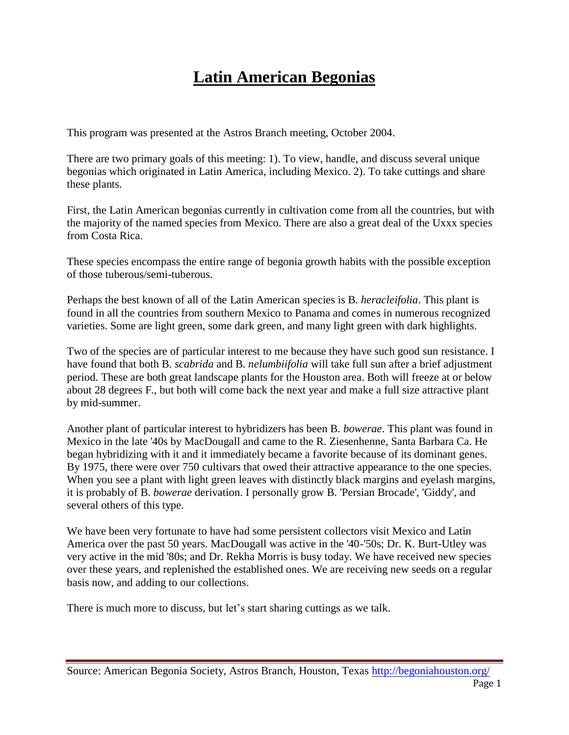# Latin American Begonias

This program was presented at the Astros Branch meeting, October 2004.

There are two primary goals of this meeting: 1). To view, handle, and discuss several unique begonias which originated in Latin America, including Mexico. 2). To take cuttings and share these plants.

First, the Latin American begonias currently in cultivation come from all the countries, but with the majority of the named species from Mexico. There are also a great deal of the Uxxx species from Costa Rica.

These species encompass the entire range of begonia growth habits with the possible exception of those tuberous/semi-tuberous.

Perhaps the best known of all of the Latin American species is B. *heracleifolia*. This plant is found in all the countries from southern Mexico to Panama and comes in numerous recognized varieties. Some are light green, some dark green, and many light green with dark highlights.

Two of the species are of particular interest to me because they have such good sun resistance. I have found that both B. *scabrida* and B. *nelumbiifolia* will take full sun after a brief adjustment period. These are both great landscape plants for the Houston area. Both will freeze at or below about 28 degrees F., but both will come back the next year and make a full size attractive plant by mid-summer.

Another plant of particular interest to hybridizers has been B. *bowerae*. This plant was found in Mexico in the late '40s by MacDougall and came to the R. Ziesenhenne, Santa Barbara Ca. He began hybridizing with it and it immediately became a favorite because of its dominant genes. By 1975, there were over 750 cultivars that owed their attractive appearance to the one species. When you see a plant with light green leaves with distinctly black margins and eyelash margins, it is probably of B. *bowerae* derivation. I personally grow B. 'Persian Brocade', 'Giddy', and several others of this type.

We have been very fortunate to have had some persistent collectors visit Mexico and Latin America over the past 50 years. MacDougall was active in the '40-'50s; Dr. K. Burt-Utley was very active in the mid '80s; and Dr. Rekha Morris is busy today. We have received new species over these years, and replenished the established ones. We are receiving new seeds on a regular basis now, and adding to our collections.

There is much more to discuss, but let's start sharing cuttings as we talk.

Source: American Begonia Society, Astros Branch, Houston, Texas http://begoniahouston.org/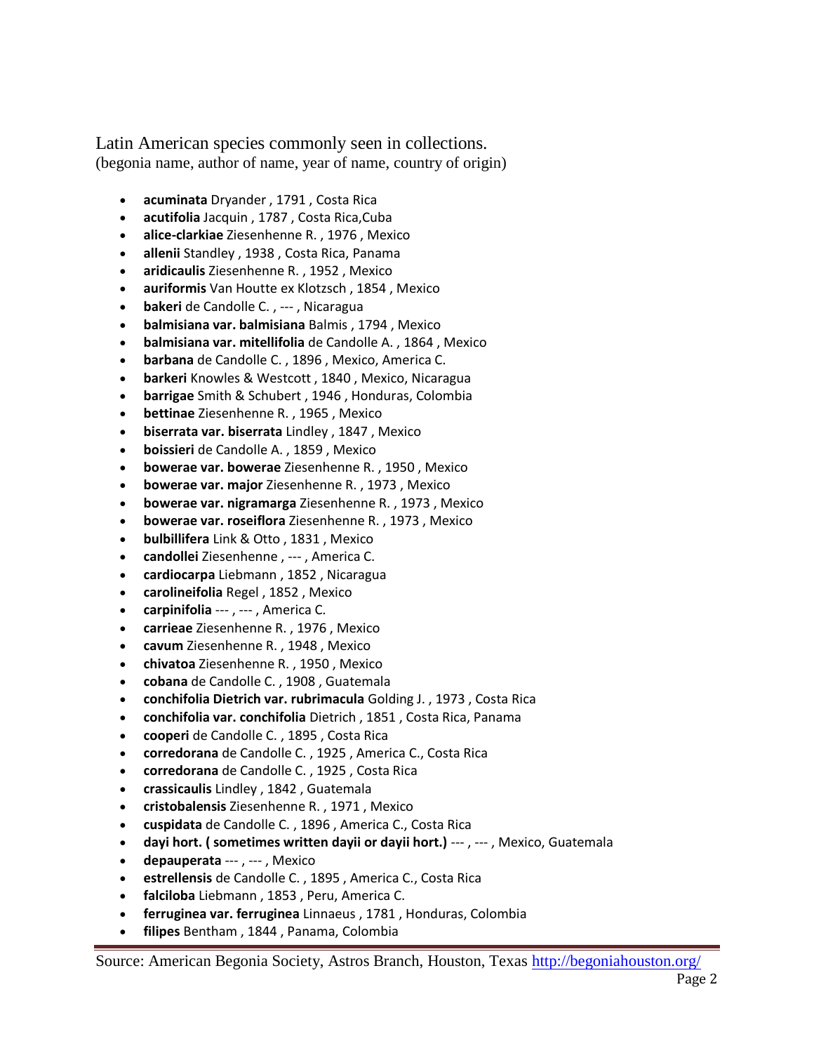Latin American species commonly seen in collections.
(begonia name, author of name, year of name, country of origin)

- **acuminata** Dryander , 1791 , Costa Rica
- **acutifolia** Jacquin , 1787 , Costa Rica,Cuba
- **alice-clarkiae** Ziesenhenne R. , 1976 , Mexico
- **allenii** Standley , 1938 , Costa Rica, Panama
- **aridicaulis** Ziesenhenne R. , 1952 , Mexico
- **auriformis** Van Houtte ex Klotzsch , 1854 , Mexico
- **bakeri** de Candolle C. , --- , Nicaragua
- **balmisiana var. balmisiana** Balmis , 1794 , Mexico
- **balmisiana var. mitellifolia** de Candolle A. , 1864 , Mexico
- **barbana** de Candolle C. , 1896 , Mexico, America C.
- **barkeri** Knowles & Westcott , 1840 , Mexico, Nicaragua
- **barrigae** Smith & Schubert , 1946 , Honduras, Colombia
- **bettinae** Ziesenhenne R. , 1965 , Mexico
- **biserrata var. biserrata** Lindley , 1847 , Mexico
- **boissieri** de Candolle A. , 1859 , Mexico
- **bowerae var. bowerae** Ziesenhenne R. , 1950 , Mexico
- **bowerae var. major** Ziesenhenne R. , 1973 , Mexico
- **bowerae var. nigramarga** Ziesenhenne R. , 1973 , Mexico
- **bowerae var. roseiflora** Ziesenhenne R. , 1973 , Mexico
- **bulbillifera** Link & Otto , 1831 , Mexico
- **candollei** Ziesenhenne , --- , America C.
- **cardiocarpa** Liebmann , 1852 , Nicaragua
- **carolineifolia** Regel , 1852 , Mexico
- **carpinifolia** --- , --- , America C.
- **carrieae** Ziesenhenne R. , 1976 , Mexico
- **cavum** Ziesenhenne R. , 1948 , Mexico
- **chivatoa** Ziesenhenne R. , 1950 , Mexico
- **cobana** de Candolle C. , 1908 , Guatemala
- **conchifolia Dietrich var. rubrimacula** Golding J. , 1973 , Costa Rica
- **conchifolia var. conchifolia** Dietrich , 1851 , Costa Rica, Panama
- **cooperi** de Candolle C. , 1895 , Costa Rica
- **corredorana** de Candolle C. , 1925 , America C., Costa Rica
- **corredorana** de Candolle C. , 1925 , Costa Rica
- **crassicaulis** Lindley , 1842 , Guatemala
- **cristobalensis** Ziesenhenne R. , 1971 , Mexico
- **cuspidata** de Candolle C. , 1896 , America C., Costa Rica
- **dayi hort. ( sometimes written dayii or dayii hort.)** --- , --- , Mexico, Guatemala
- **depauperata** --- , --- , Mexico
- **estrellensis** de Candolle C. , 1895 , America C., Costa Rica
- **falciloba** Liebmann , 1853 , Peru, America C.
- **ferruginea var. ferruginea** Linnaeus , 1781 , Honduras, Colombia
- **filipes** Bentham , 1844 , Panama, Colombia

Source: American Begonia Society, Astros Branch, Houston, Texas http://begoniahouston.org/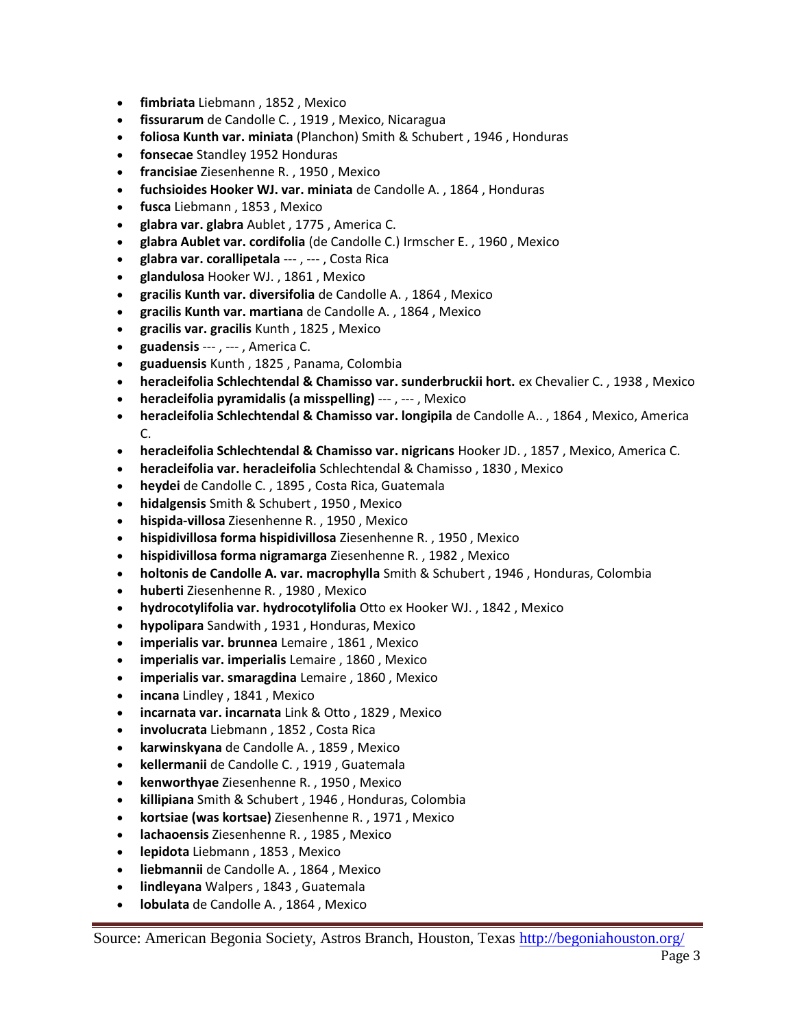- **fimbriata** Liebmann , 1852 , Mexico
- **fissurarum** de Candolle C. , 1919 , Mexico, Nicaragua
- **foliosa Kunth var. miniata** (Planchon) Smith & Schubert , 1946 , Honduras
- **fonsecae** Standley 1952 Honduras
- **francisiae** Ziesenhenne R. , 1950 , Mexico
- **fuchsioides Hooker WJ. var. miniata** de Candolle A. , 1864 , Honduras
- **fusca** Liebmann , 1853 , Mexico
- **glabra var. glabra** Aublet , 1775 , America C.
- **glabra Aublet var. cordifolia** (de Candolle C.) Irmscher E. , 1960 , Mexico
- **glabra var. corallipetala** --- , --- , Costa Rica
- **glandulosa** Hooker WJ. , 1861 , Mexico
- **gracilis Kunth var. diversifolia** de Candolle A. , 1864 , Mexico
- **gracilis Kunth var. martiana** de Candolle A. , 1864 , Mexico
- **gracilis var. gracilis** Kunth , 1825 , Mexico
- **guadensis** --- , --- , America C.
- **guaduensis** Kunth , 1825 , Panama, Colombia
- **heracleifolia Schlechtendal & Chamisso var. sunderbruckii hort.** ex Chevalier C. , 1938 , Mexico
- **heracleifolia pyramidalis (a misspelling)** --- , --- , Mexico
- **heracleifolia Schlechtendal & Chamisso var. longipila** de Candolle A.. , 1864 , Mexico, America C.
- **heracleifolia Schlechtendal & Chamisso var. nigricans** Hooker JD. , 1857 , Mexico, America C.
- **heracleifolia var. heracleifolia** Schlechtendal & Chamisso , 1830 , Mexico
- **heydei** de Candolle C. , 1895 , Costa Rica, Guatemala
- **hidalgensis** Smith & Schubert , 1950 , Mexico
- **hispida-villosa** Ziesenhenne R. , 1950 , Mexico
- **hispidivillosa forma hispidivillosa** Ziesenhenne R. , 1950 , Mexico
- **hispidivillosa forma nigramarga** Ziesenhenne R. , 1982 , Mexico
- **holtonis de Candolle A. var. macrophylla** Smith & Schubert , 1946 , Honduras, Colombia
- **huberti** Ziesenhenne R. , 1980 , Mexico
- **hydrocotylifolia var. hydrocotylifolia** Otto ex Hooker WJ. , 1842 , Mexico
- **hypolipara** Sandwith , 1931 , Honduras, Mexico
- **imperialis var. brunnea** Lemaire , 1861 , Mexico
- **imperialis var. imperialis** Lemaire , 1860 , Mexico
- **imperialis var. smaragdina** Lemaire , 1860 , Mexico
- **incana** Lindley , 1841 , Mexico
- **incarnata var. incarnata** Link & Otto , 1829 , Mexico
- **involucrata** Liebmann , 1852 , Costa Rica
- **karwinskyana** de Candolle A. , 1859 , Mexico
- **kellermanii** de Candolle C. , 1919 , Guatemala
- **kenworthyae** Ziesenhenne R. , 1950 , Mexico
- **killipiana** Smith & Schubert , 1946 , Honduras, Colombia
- **kortsiae (was kortsae)** Ziesenhenne R. , 1971 , Mexico
- **lachaoensis** Ziesenhenne R. , 1985 , Mexico
- **lepidota** Liebmann , 1853 , Mexico
- **liebmannii** de Candolle A. , 1864 , Mexico
- **lindleyana** Walpers , 1843 , Guatemala
- **lobulata** de Candolle A. , 1864 , Mexico

Source: American Begonia Society, Astros Branch, Houston, Texas http://begoniahouston.org/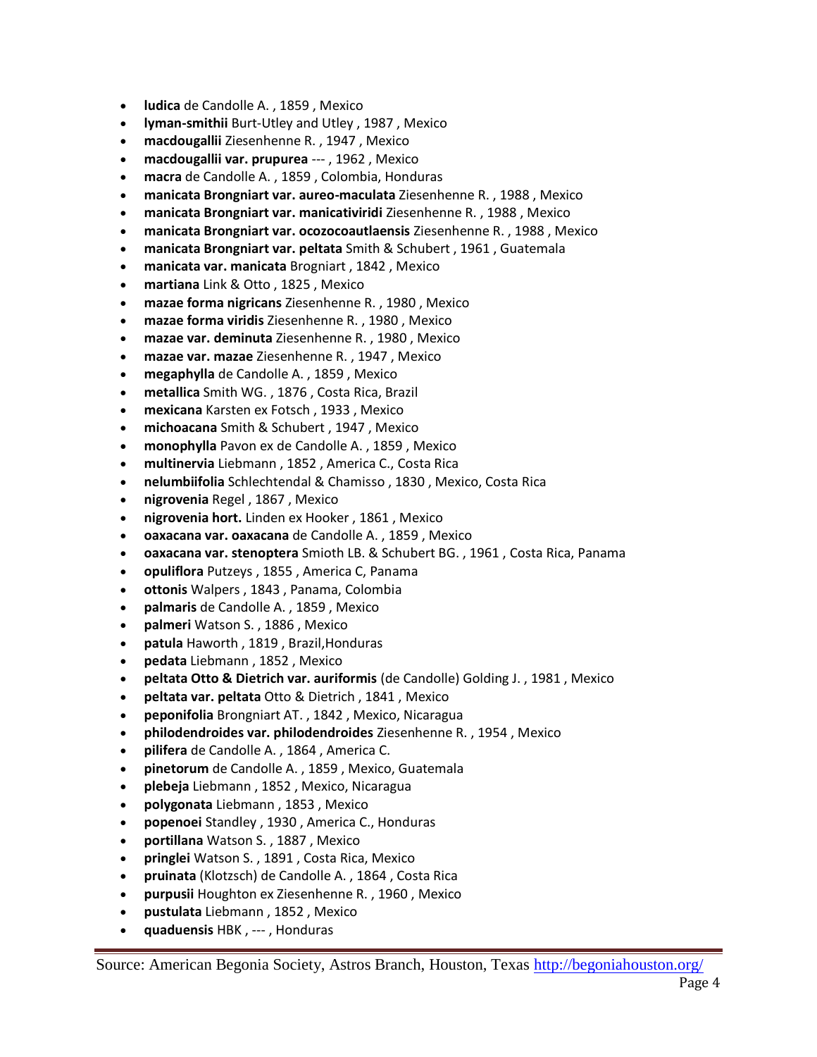- **ludica** de Candolle A. , 1859 , Mexico
- **lyman-smithii** Burt-Utley and Utley , 1987 , Mexico
- **macdougallii** Ziesenhenne R. , 1947 , Mexico
- **macdougallii var. prupurea** --- , 1962 , Mexico
- **macra** de Candolle A. , 1859 , Colombia, Honduras
- **manicata Brongniart var. aureo-maculata** Ziesenhenne R. , 1988 , Mexico
- **manicata Brongniart var. manicativiridi** Ziesenhenne R. , 1988 , Mexico
- **manicata Brongniart var. ocozocoautlaensis** Ziesenhenne R. , 1988 , Mexico
- **manicata Brongniart var. peltata** Smith & Schubert , 1961 , Guatemala
- **manicata var. manicata** Brogniart , 1842 , Mexico
- **martiana** Link & Otto , 1825 , Mexico
- **mazae forma nigricans** Ziesenhenne R. , 1980 , Mexico
- **mazae forma viridis** Ziesenhenne R. , 1980 , Mexico
- **mazae var. deminuta** Ziesenhenne R. , 1980 , Mexico
- **mazae var. mazae** Ziesenhenne R. , 1947 , Mexico
- **megaphylla** de Candolle A. , 1859 , Mexico
- **metallica** Smith WG. , 1876 , Costa Rica, Brazil
- **mexicana** Karsten ex Fotsch , 1933 , Mexico
- **michoacana** Smith & Schubert , 1947 , Mexico
- **monophylla** Pavon ex de Candolle A. , 1859 , Mexico
- **multinervia** Liebmann , 1852 , America C., Costa Rica
- **nelumbiifolia** Schlechtendal & Chamisso , 1830 , Mexico, Costa Rica
- **nigrovenia** Regel , 1867 , Mexico
- **nigrovenia hort.** Linden ex Hooker , 1861 , Mexico
- **oaxacana var. oaxacana** de Candolle A. , 1859 , Mexico
- **oaxacana var. stenoptera** Smioth LB. & Schubert BG. , 1961 , Costa Rica, Panama
- **opuliflora** Putzeys , 1855 , America C, Panama
- **ottonis** Walpers , 1843 , Panama, Colombia
- **palmaris** de Candolle A. , 1859 , Mexico
- **palmeri** Watson S. , 1886 , Mexico
- **patula** Haworth , 1819 , Brazil,Honduras
- **pedata** Liebmann , 1852 , Mexico
- **peltata Otto & Dietrich var. auriformis** (de Candolle) Golding J. , 1981 , Mexico
- **peltata var. peltata** Otto & Dietrich , 1841 , Mexico
- **peponifolia** Brongniart AT. , 1842 , Mexico, Nicaragua
- **philodendroides var. philodendroides** Ziesenhenne R. , 1954 , Mexico
- **pilifera** de Candolle A. , 1864 , America C.
- **pinetorum** de Candolle A. , 1859 , Mexico, Guatemala
- **plebeja** Liebmann , 1852 , Mexico, Nicaragua
- **polygonata** Liebmann , 1853 , Mexico
- **popenoei** Standley , 1930 , America C., Honduras
- **portillana** Watson S. , 1887 , Mexico
- **pringlei** Watson S. , 1891 , Costa Rica, Mexico
- **pruinata** (Klotzsch) de Candolle A. , 1864 , Costa Rica
- **purpusii** Houghton ex Ziesenhenne R. , 1960 , Mexico
- **pustulata** Liebmann , 1852 , Mexico
- **quaduensis** HBK , --- , Honduras

Source: American Begonia Society, Astros Branch, Houston, Texas http://begoniahouston.org/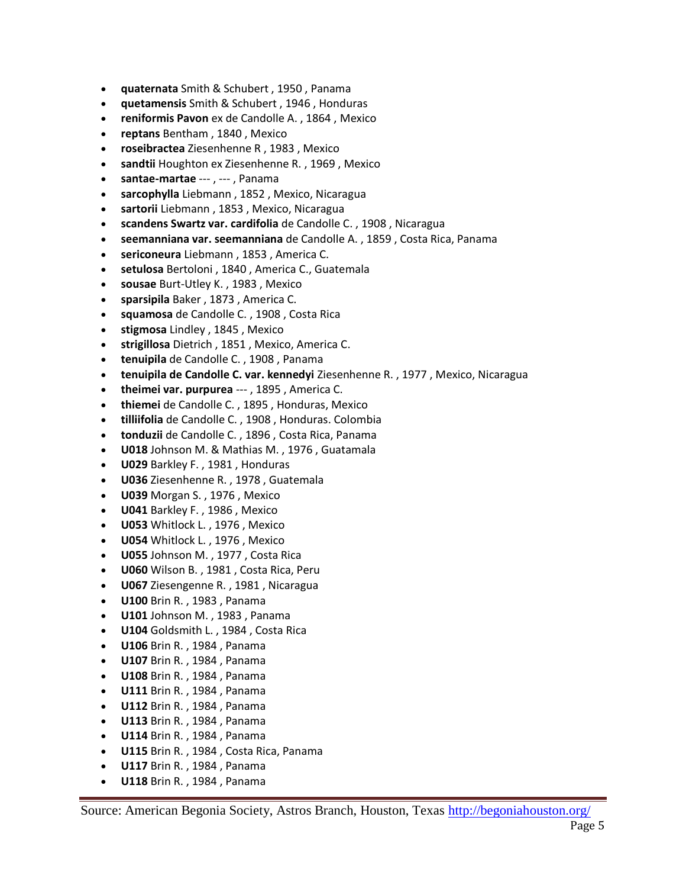- **quaternata** Smith & Schubert , 1950 , Panama
- **quetamensis** Smith & Schubert , 1946 , Honduras
- **reniformis Pavon** ex de Candolle A. , 1864 , Mexico
- **reptans** Bentham , 1840 , Mexico
- **roseibractea** Ziesenhenne R , 1983 , Mexico
- **sandtii** Houghton ex Ziesenhenne R. , 1969 , Mexico
- **santae-martae** --- , --- , Panama
- **sarcophylla** Liebmann , 1852 , Mexico, Nicaragua
- **sartorii** Liebmann , 1853 , Mexico, Nicaragua
- **scandens Swartz var. cardifolia** de Candolle C. , 1908 , Nicaragua
- **seemanniana var. seemanniana** de Candolle A. , 1859 , Costa Rica, Panama
- **sericoneura** Liebmann , 1853 , America C.
- **setulosa** Bertoloni , 1840 , America C., Guatemala
- **sousae** Burt-Utley K. , 1983 , Mexico
- **sparsipila** Baker , 1873 , America C.
- **squamosa** de Candolle C. , 1908 , Costa Rica
- **stigmosa** Lindley , 1845 , Mexico
- **strigillosa** Dietrich , 1851 , Mexico, America C.
- **tenuipila** de Candolle C. , 1908 , Panama
- **tenuipila de Candolle C. var. kennedyi** Ziesenhenne R. , 1977 , Mexico, Nicaragua
- **theimei var. purpurea** --- , 1895 , America C.
- **thiemei** de Candolle C. , 1895 , Honduras, Mexico
- **tilliifolia** de Candolle C. , 1908 , Honduras. Colombia
- **tonduzii** de Candolle C. , 1896 , Costa Rica, Panama
- **U018** Johnson M. & Mathias M. , 1976 , Guatamala
- **U029** Barkley F. , 1981 , Honduras
- **U036** Ziesenhenne R. , 1978 , Guatemala
- **U039** Morgan S. , 1976 , Mexico
- **U041** Barkley F. , 1986 , Mexico
- **U053** Whitlock L. , 1976 , Mexico
- **U054** Whitlock L. , 1976 , Mexico
- **U055** Johnson M. , 1977 , Costa Rica
- **U060** Wilson B. , 1981 , Costa Rica, Peru
- **U067** Ziesengenne R. , 1981 , Nicaragua
- **U100** Brin R. , 1983 , Panama
- **U101** Johnson M. , 1983 , Panama
- **U104** Goldsmith L. , 1984 , Costa Rica
- **U106** Brin R. , 1984 , Panama
- **U107** Brin R. , 1984 , Panama
- **U108** Brin R. , 1984 , Panama
- **U111** Brin R. , 1984 , Panama
- **U112** Brin R. , 1984 , Panama
- **U113** Brin R. , 1984 , Panama
- **U114** Brin R. , 1984 , Panama
- **U115** Brin R. , 1984 , Costa Rica, Panama
- **U117** Brin R. , 1984 , Panama
- **U118** Brin R. , 1984 , Panama

Source: American Begonia Society, Astros Branch, Houston, Texas [http://begoniahouston.org/](http://begoniahouston.org/)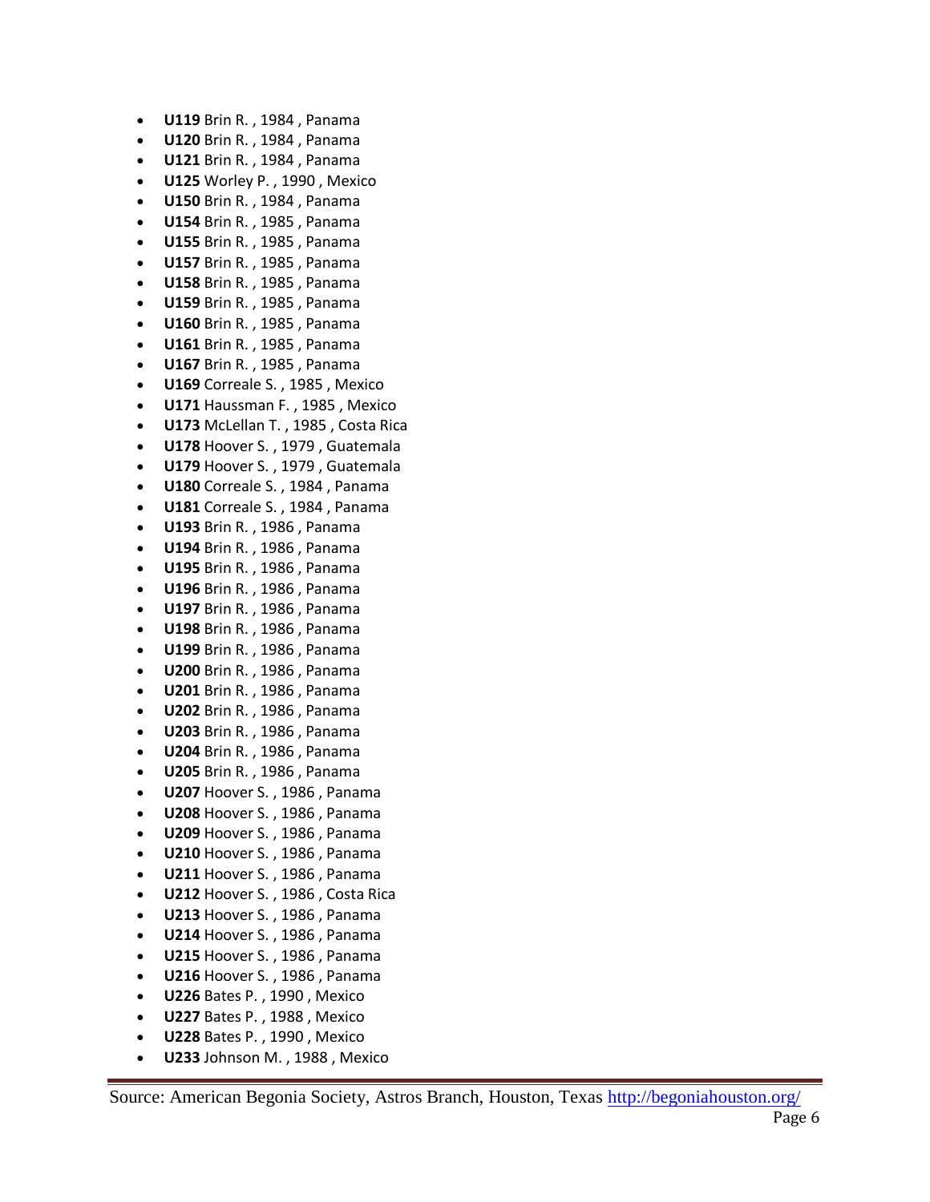- **U119** Brin R. , 1984 , Panama
- **U120** Brin R. , 1984 , Panama
- **U121** Brin R. , 1984 , Panama
- **U125** Worley P. , 1990 , Mexico
- **U150** Brin R. , 1984 , Panama
- **U154** Brin R. , 1985 , Panama
- **U155** Brin R. , 1985 , Panama
- **U157** Brin R. , 1985 , Panama
- **U158** Brin R. , 1985 , Panama
- **U159** Brin R. , 1985 , Panama
- **U160** Brin R. , 1985 , Panama
- **U161** Brin R. , 1985 , Panama
- **U167** Brin R. , 1985 , Panama
- **U169** Correale S. , 1985 , Mexico
- **U171** Haussman F. , 1985 , Mexico
- **U173** McLellan T. , 1985 , Costa Rica
- **U178** Hoover S. , 1979 , Guatemala
- **U179** Hoover S. , 1979 , Guatemala
- **U180** Correale S. , 1984 , Panama
- **U181** Correale S. , 1984 , Panama
- **U193** Brin R. , 1986 , Panama
- **U194** Brin R. , 1986 , Panama
- **U195** Brin R. , 1986 , Panama
- **U196** Brin R. , 1986 , Panama
- **U197** Brin R. , 1986 , Panama
- **U198** Brin R. , 1986 , Panama
- **U199** Brin R. , 1986 , Panama
- **U200** Brin R. , 1986 , Panama
- **U201** Brin R. , 1986 , Panama
- **U202** Brin R. , 1986 , Panama
- **U203** Brin R. , 1986 , Panama
- **U204** Brin R. , 1986 , Panama
- **U205** Brin R. , 1986 , Panama
- **U207** Hoover S. , 1986 , Panama
- **U208** Hoover S. , 1986 , Panama
- **U209** Hoover S. , 1986 , Panama
- **U210** Hoover S. , 1986 , Panama
- **U211** Hoover S. , 1986 , Panama
- **U212** Hoover S. , 1986 , Costa Rica
- **U213** Hoover S. , 1986 , Panama
- **U214** Hoover S. , 1986 , Panama
- **U215** Hoover S. , 1986 , Panama
- **U216** Hoover S. , 1986 , Panama
- **U226** Bates P. , 1990 , Mexico
- **U227** Bates P. , 1988 , Mexico
- **U228** Bates P. , 1990 , Mexico
- **U233** Johnson M. , 1988 , Mexico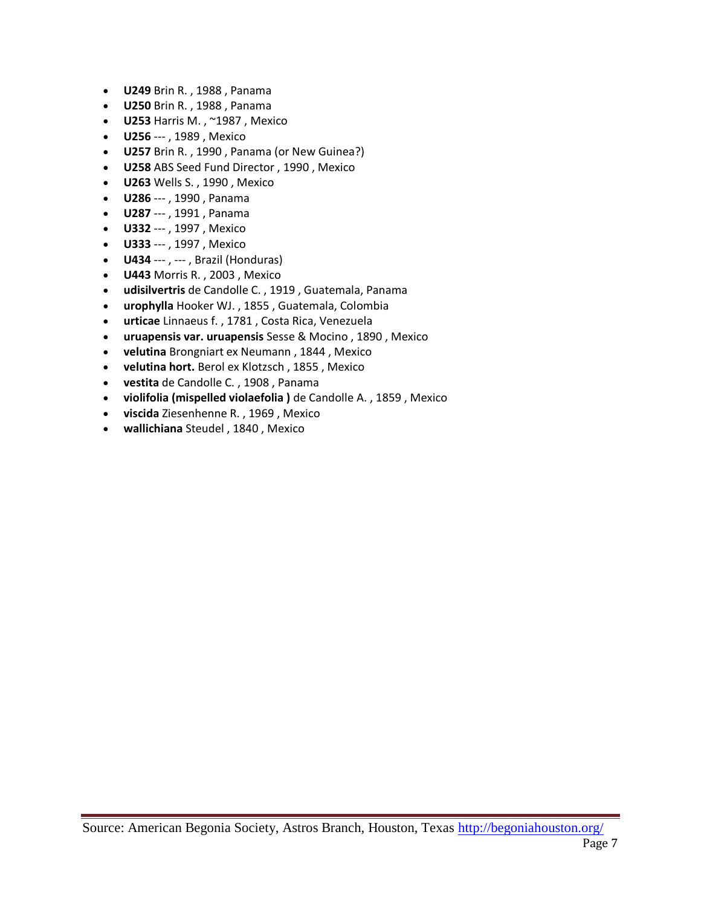- **U249** Brin R. , 1988 , Panama
- **U250** Brin R. , 1988 , Panama
- **U253** Harris M. , ~1987 , Mexico
- **U256** --- , 1989 , Mexico
- **U257** Brin R. , 1990 , Panama (or New Guinea?)
- **U258** ABS Seed Fund Director , 1990 , Mexico
- **U263** Wells S. , 1990 , Mexico
- **U286** --- , 1990 , Panama
- **U287** --- , 1991 , Panama
- **U332** --- , 1997 , Mexico
- **U333** --- , 1997 , Mexico
- **U434** --- , --- , Brazil (Honduras)
- **U443** Morris R. , 2003 , Mexico
- **udisilvertris** de Candolle C. , 1919 , Guatemala, Panama
- **urophylla** Hooker WJ. , 1855 , Guatemala, Colombia
- **urticae** Linnaeus f. , 1781 , Costa Rica, Venezuela
- **uruapensis var. uruapensis** Sesse & Mocino , 1890 , Mexico
- **velutina** Brongniart ex Neumann , 1844 , Mexico
- **velutina hort.** Berol ex Klotzsch , 1855 , Mexico
- **vestita** de Candolle C. , 1908 , Panama
- **violifolia (mispelled violaefolia )** de Candolle A. , 1859 , Mexico
- **viscida** Ziesenhenne R. , 1969 , Mexico
- **wallichiana** Steudel , 1840 , Mexico

Source: American Begonia Society, Astros Branch, Houston, Texas http://begoniahouston.org/